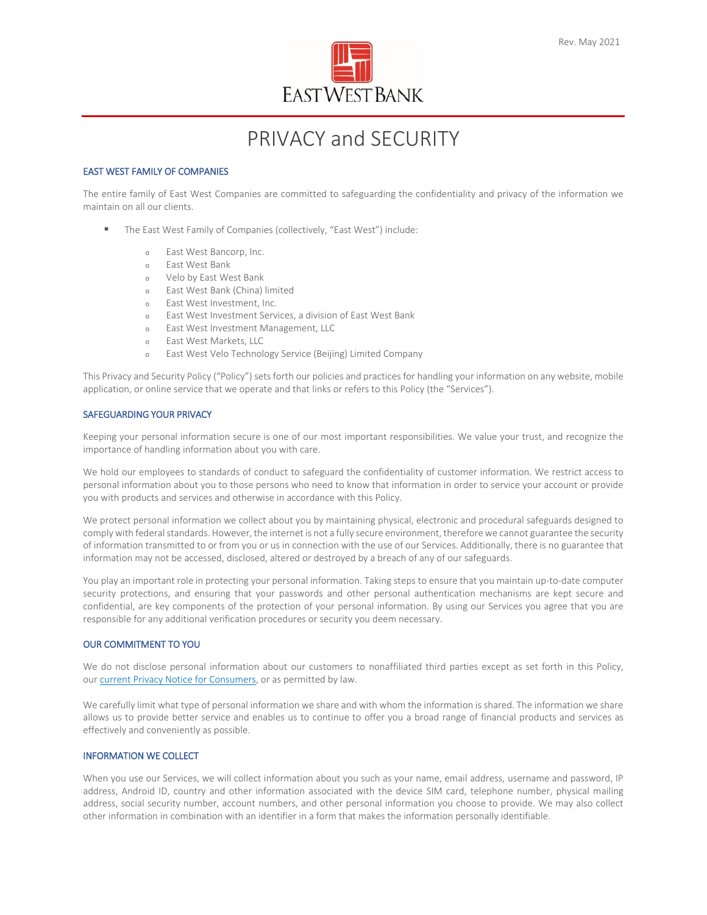Rev. May 2021

EAST WEST BANK

# PRIVACY and SECURITY

## EAST WEST FAMILY OF COMPANIES

The entire family of East West Companies are committed to safeguarding the confidentiality and privacy of the information we maintain on all our clients.

- The East West Family of Companies (collectively, "East West") include:
    - East West Bancorp, Inc.
    - East West Bank
    - Velo by East West Bank
    - East West Bank (China) limited
    - East West Investment, Inc.
    - East West Investment Services, a division of East West Bank
    - East West Investment Management, LLC
    - East West Markets, LLC
    - East West Velo Technology Service (Beijing) Limited Company

This Privacy and Security Policy ("Policy") sets forth our policies and practices for handling your information on any website, mobile application, or online service that we operate and that links or refers to this Policy (the "Services").

## SAFEGUARDING YOUR PRIVACY

Keeping your personal information secure is one of our most important responsibilities. We value your trust, and recognize the importance of handling information about you with care.

We hold our employees to standards of conduct to safeguard the confidentiality of customer information. We restrict access to personal information about you to those persons who need to know that information in order to service your account or provide you with products and services and otherwise in accordance with this Policy.

We protect personal information we collect about you by maintaining physical, electronic and procedural safeguards designed to comply with federal standards. However, the internet is not a fully secure environment, therefore we cannot guarantee the security of information transmitted to or from you or us in connection with the use of our Services. Additionally, there is no guarantee that information may not be accessed, disclosed, altered or destroyed by a breach of any of our safeguards.

You play an important role in protecting your personal information. Taking steps to ensure that you maintain up-to-date computer security protections, and ensuring that your passwords and other personal authentication mechanisms are kept secure and confidential, are key components of the protection of your personal information. By using our Services you agree that you are responsible for any additional verification procedures or security you deem necessary.

## OUR COMMITMENT TO YOU

We do not disclose personal information about our customers to nonaffiliated third parties except as set forth in this Policy, our current Privacy Notice for Consumers, or as permitted by law.

We carefully limit what type of personal information we share and with whom the information is shared. The information we share allows us to provide better service and enables us to continue to offer you a broad range of financial products and services as effectively and conveniently as possible.

## INFORMATION WE COLLECT

When you use our Services, we will collect information about you such as your name, email address, username and password, IP address, Android ID, country and other information associated with the device SIM card, telephone number, physical mailing address, social security number, account numbers, and other personal information you choose to provide. We may also collect other information in combination with an identifier in a form that makes the information personally identifiable.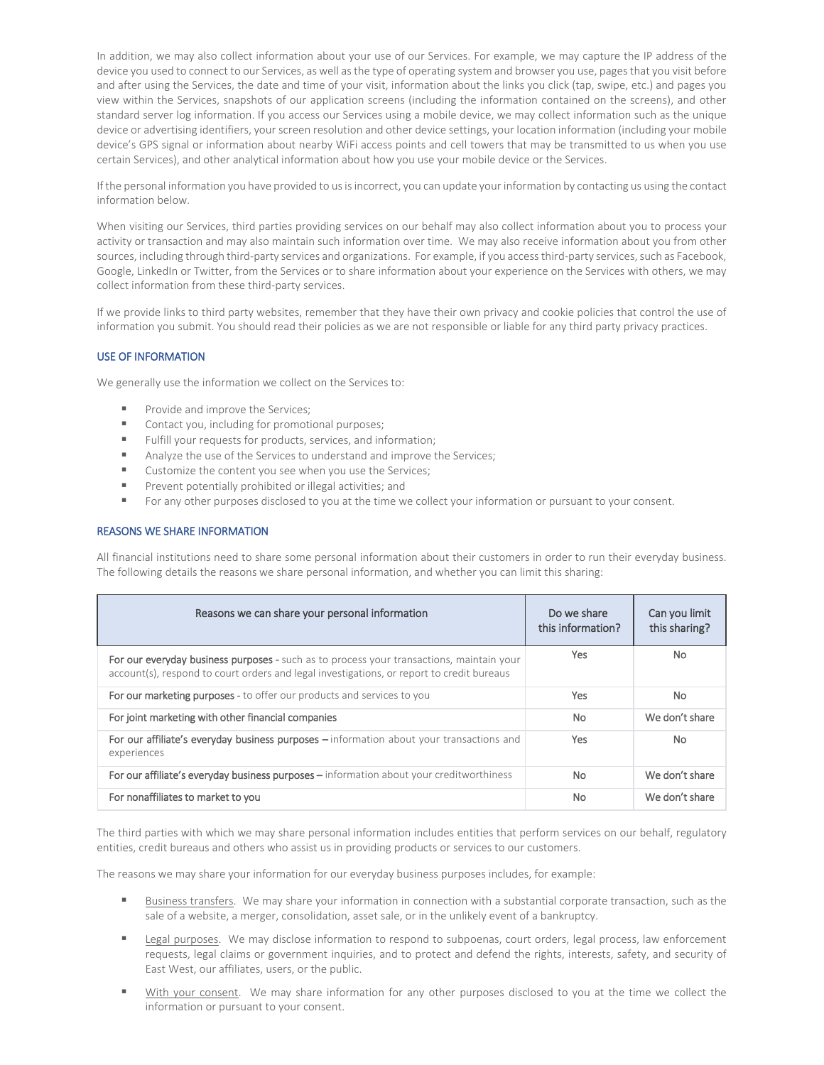In addition, we may also collect information about your use of our Services. For example, we may capture the IP address of the device you used to connect to our Services, as well as the type of operating system and browser you use, pages that you visit before and after using the Services, the date and time of your visit, information about the links you click (tap, swipe, etc.) and pages you view within the Services, snapshots of our application screens (including the information contained on the screens), and other standard server log information. If you access our Services using a mobile device, we may collect information such as the unique device or advertising identifiers, your screen resolution and other device settings, your location information (including your mobile device's GPS signal or information about nearby WiFi access points and cell towers that may be transmitted to us when you use certain Services), and other analytical information about how you use your mobile device or the Services.

If the personal information you have provided to us is incorrect, you can update your information by contacting us using the contact information below.

When visiting our Services, third parties providing services on our behalf may also collect information about you to process your activity or transaction and may also maintain such information over time. We may also receive information about you from other sources, including through third-party services and organizations. For example, if you access third-party services, such as Facebook, Google, LinkedIn or Twitter, from the Services or to share information about your experience on the Services with others, we may collect information from these third-party services.

If we provide links to third party websites, remember that they have their own privacy and cookie policies that control the use of information you submit. You should read their policies as we are not responsible or liable for any third party privacy practices.

## USE OF INFORMATION

We generally use the information we collect on the Services to:

- Provide and improve the Services;
- Contact you, including for promotional purposes;
- Fulfill your requests for products, services, and information;
- Analyze the use of the Services to understand and improve the Services;
- Customize the content you see when you use the Services;
- Prevent potentially prohibited or illegal activities; and
- For any other purposes disclosed to you at the time we collect your information or pursuant to your consent.

## REASONS WE SHARE INFORMATION

All financial institutions need to share some personal information about their customers in order to run their everyday business. The following details the reasons we share personal information, and whether you can limit this sharing:

| Reasons we can share your personal information | Do we share this information? | Can you limit this sharing? |
|---|---|---|
| **For our everyday business purposes** - such as to process your transactions, maintain your account(s), respond to court orders and legal investigations, or report to credit bureaus | Yes | No |
| **For our marketing purposes** - to offer our products and services to you | Yes | No |
| **For joint marketing with other financial companies** | No | We don't share |
| **For our affiliate's everyday business purposes –** information about your transactions and experiences | Yes | No |
| **For our affiliate's everyday business purposes –** information about your creditworthiness | No | We don't share |
| **For nonaffiliates to market to you** | No | We don't share |

The third parties with which we may share personal information includes entities that perform services on our behalf, regulatory entities, credit bureaus and others who assist us in providing products or services to our customers.

The reasons we may share your information for our everyday business purposes includes, for example:

- Business transfers. We may share your information in connection with a substantial corporate transaction, such as the sale of a website, a merger, consolidation, asset sale, or in the unlikely event of a bankruptcy.
- Legal purposes. We may disclose information to respond to subpoenas, court orders, legal process, law enforcement requests, legal claims or government inquiries, and to protect and defend the rights, interests, safety, and security of East West, our affiliates, users, or the public.
- With your consent. We may share information for any other purposes disclosed to you at the time we collect the information or pursuant to your consent.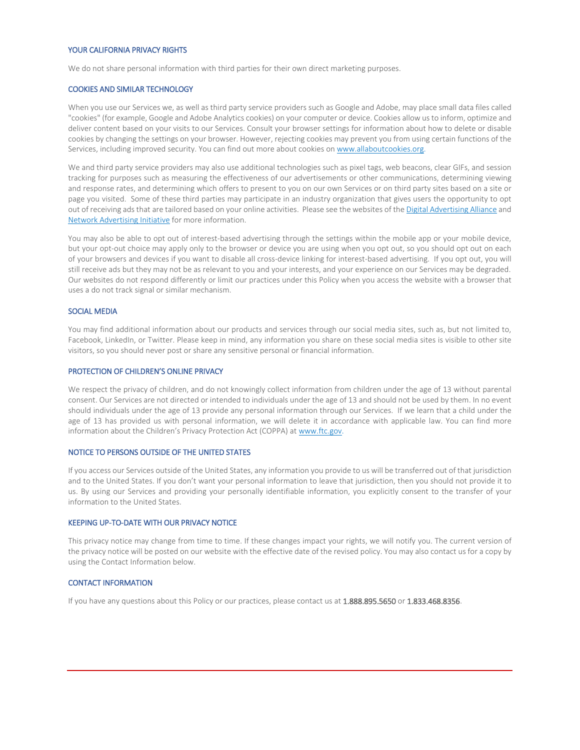### YOUR CALIFORNIA PRIVACY RIGHTS

We do not share personal information with third parties for their own direct marketing purposes.

### COOKIES AND SIMILAR TECHNOLOGY

When you use our Services we, as well as third party service providers such as Google and Adobe, may place small data files called "cookies" (for example, Google and Adobe Analytics cookies) on your computer or device. Cookies allow us to inform, optimize and deliver content based on your visits to our Services. Consult your browser settings for information about how to delete or disable cookies by changing the settings on your browser. However, rejecting cookies may prevent you from using certain functions of the Services, including improved security. You can find out more about cookies on [www.allaboutcookies.org](http://www.allaboutcookies.org).

We and third party service providers may also use additional technologies such as pixel tags, web beacons, clear GIFs, and session tracking for purposes such as measuring the effectiveness of our advertisements or other communications, determining viewing and response rates, and determining which offers to present to you on our own Services or on third party sites based on a site or page you visited. Some of these third parties may participate in an industry organization that gives users the opportunity to opt out of receiving ads that are tailored based on your online activities. Please see the websites of the Digital Advertising Alliance and Network Advertising Initiative for more information.

You may also be able to opt out of interest-based advertising through the settings within the mobile app or your mobile device, but your opt-out choice may apply only to the browser or device you are using when you opt out, so you should opt out on each of your browsers and devices if you want to disable all cross-device linking for interest-based advertising. If you opt out, you will still receive ads but they may not be as relevant to you and your interests, and your experience on our Services may be degraded. Our websites do not respond differently or limit our practices under this Policy when you access the website with a browser that uses a do not track signal or similar mechanism.

### SOCIAL MEDIA

You may find additional information about our products and services through our social media sites, such as, but not limited to, Facebook, LinkedIn, or Twitter. Please keep in mind, any information you share on these social media sites is visible to other site visitors, so you should never post or share any sensitive personal or financial information.

### PROTECTION OF CHILDREN'S ONLINE PRIVACY

We respect the privacy of children, and do not knowingly collect information from children under the age of 13 without parental consent. Our Services are not directed or intended to individuals under the age of 13 and should not be used by them. In no event should individuals under the age of 13 provide any personal information through our Services. If we learn that a child under the age of 13 has provided us with personal information, we will delete it in accordance with applicable law. You can find more information about the Children's Privacy Protection Act (COPPA) at [www.ftc.gov](http://www.ftc.gov).

### NOTICE TO PERSONS OUTSIDE OF THE UNITED STATES

If you access our Services outside of the United States, any information you provide to us will be transferred out of that jurisdiction and to the United States. If you don't want your personal information to leave that jurisdiction, then you should not provide it to us. By using our Services and providing your personally identifiable information, you explicitly consent to the transfer of your information to the United States.

### KEEPING UP-TO-DATE WITH OUR PRIVACY NOTICE

This privacy notice may change from time to time. If these changes impact your rights, we will notify you. The current version of the privacy notice will be posted on our website with the effective date of the revised policy. You may also contact us for a copy by using the Contact Information below.

### CONTACT INFORMATION

If you have any questions about this Policy or our practices, please contact us at 1.888.895.5650 or 1.833.468.8356.